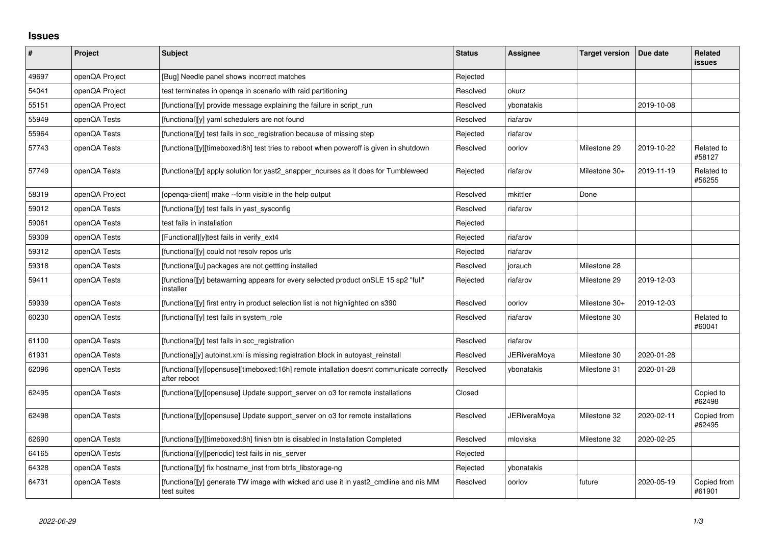# Issues

| # | Project | Subject | Status | Assignee | Target version | Due date | Related issues |
|---|---|---|---|---|---|---|---|
| 49697 | openQA Project | [Bug] Needle panel shows incorrect matches | Rejected | | | | |
| 54041 | openQA Project | test terminates in openqa in scenario with raid partitioning | Resolved | okurz | | | |
| 55151 | openQA Project | [functional][y] provide message explaining the failure in script_run | Resolved | ybonatakis | | 2019-10-08 | |
| 55949 | openQA Tests | [functional][y] yaml schedulers are not found | Resolved | riafarov | | | |
| 55964 | openQA Tests | [functional][y] test fails in scc_registration because of missing step | Rejected | riafarov | | | |
| 57743 | openQA Tests | [functional][y][timeboxed:8h] test tries to reboot when poweroff is given in shutdown | Resolved | oorlov | Milestone 29 | 2019-10-22 | Related to #58127 |
| 57749 | openQA Tests | [functional][y] apply solution for yast2_snapper_ncurses as it does for Tumbleweed | Rejected | riafarov | Milestone 30+ | 2019-11-19 | Related to #56255 |
| 58319 | openQA Project | [openqa-client] make --form visible in the help output | Resolved | mkittler | Done | | |
| 59012 | openQA Tests | [functional][y] test fails in yast_sysconfig | Resolved | riafarov | | | |
| 59061 | openQA Tests | test fails in installation | Rejected | | | | |
| 59309 | openQA Tests | [Functional][y]test fails in verify_ext4 | Rejected | riafarov | | | |
| 59312 | openQA Tests | [functional][y] could not resolv repos urls | Rejected | riafarov | | | |
| 59318 | openQA Tests | [functional][u] packages are not gettting installed | Resolved | jorauch | Milestone 28 | | |
| 59411 | openQA Tests | [functional][y] betawarning appears for every selected product onSLE 15 sp2 "full" installer | Rejected | riafarov | Milestone 29 | 2019-12-03 | |
| 59939 | openQA Tests | [functional][y] first entry in product selection list is not highlighted on s390 | Resolved | oorlov | Milestone 30+ | 2019-12-03 | |
| 60230 | openQA Tests | [functional][y] test fails in system_role | Resolved | riafarov | Milestone 30 | | Related to #60041 |
| 61100 | openQA Tests | [functional][y] test fails in scc_registration | Resolved | riafarov | | | |
| 61931 | openQA Tests | [functiona][y] autoinst.xml is missing registration block in autoyast_reinstall | Resolved | JERiveraMoya | Milestone 30 | 2020-01-28 | |
| 62096 | openQA Tests | [functional][y][opensuse][timeboxed:16h] remote intallation doesnt communicate correctly after reboot | Resolved | ybonatakis | Milestone 31 | 2020-01-28 | |
| 62495 | openQA Tests | [functional][y][opensuse] Update support_server on o3 for remote installations | Closed | | | | Copied to #62498 |
| 62498 | openQA Tests | [functional][y][opensuse] Update support_server on o3 for remote installations | Resolved | JERiveraMoya | Milestone 32 | 2020-02-11 | Copied from #62495 |
| 62690 | openQA Tests | [functional][y][timeboxed:8h] finish btn is disabled in Installation Completed | Resolved | mloviska | Milestone 32 | 2020-02-25 | |
| 64165 | openQA Tests | [functional][y][periodic] test fails in nis_server | Rejected | | | | |
| 64328 | openQA Tests | [functional][y] fix hostname_inst from btrfs_libstorage-ng | Rejected | ybonatakis | | | |
| 64731 | openQA Tests | [functional][y] generate TW image with wicked and use it in yast2_cmdline and nis MM test suites | Resolved | oorlov | future | 2020-05-19 | Copied from #61901 |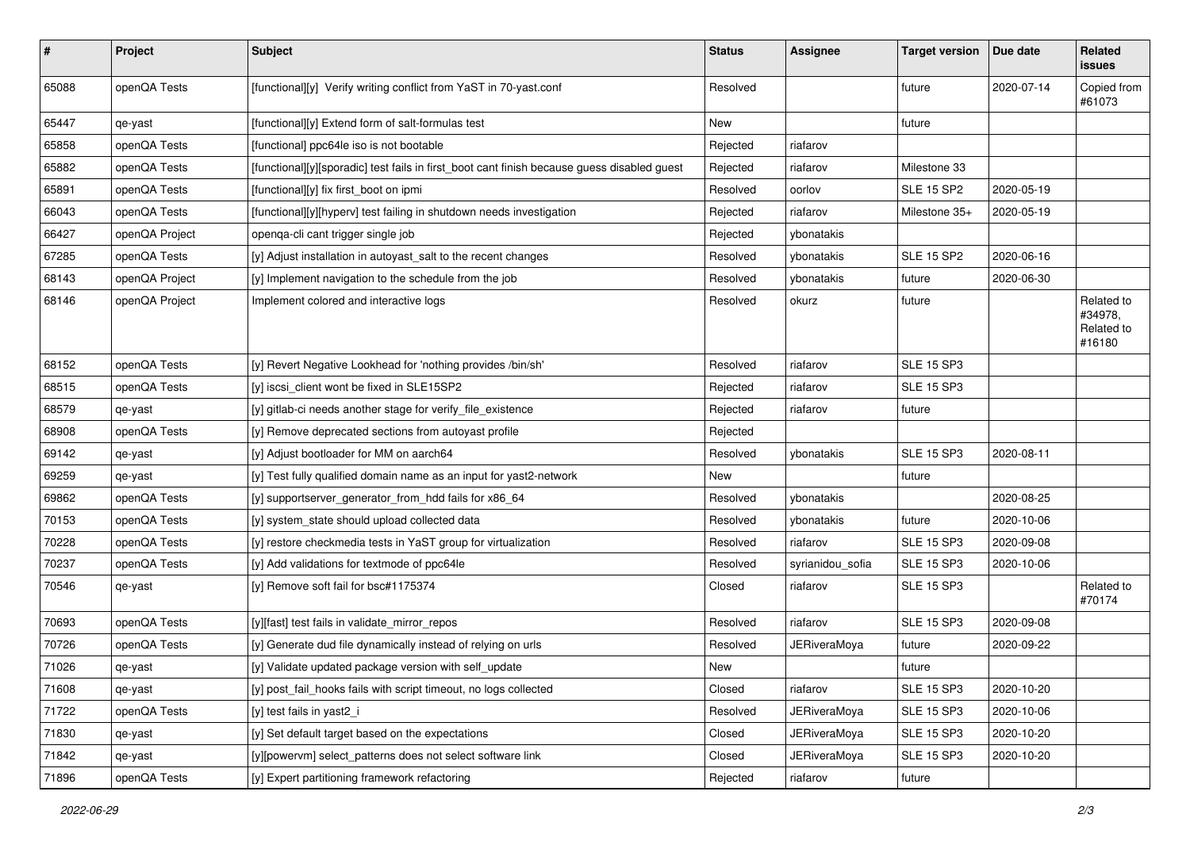| # | Project | Subject | Status | Assignee | Target version | Due date | Related issues |
|---|---|---|---|---|---|---|---|
| 65088 | openQA Tests | [functional][y] Verify writing conflict from YaST in 70-yast.conf | Resolved | | future | 2020-07-14 | Copied from #61073 |
| 65447 | qe-yast | [functional][y] Extend form of salt-formulas test | New | | future | | |
| 65858 | openQA Tests | [functional] ppc64le iso is not bootable | Rejected | riafarov | | | |
| 65882 | openQA Tests | [functional][y][sporadic] test fails in first_boot cant finish because guess disabled guest | Rejected | riafarov | Milestone 33 | | |
| 65891 | openQA Tests | [functional][y] fix first_boot on ipmi | Resolved | oorlov | SLE 15 SP2 | 2020-05-19 | |
| 66043 | openQA Tests | [functional][y][hyperv] test failing in shutdown needs investigation | Rejected | riafarov | Milestone 35+ | 2020-05-19 | |
| 66427 | openQA Project | openqa-cli cant trigger single job | Rejected | ybonatakis | | | |
| 67285 | openQA Tests | [y] Adjust installation in autoyast_salt to the recent changes | Resolved | ybonatakis | SLE 15 SP2 | 2020-06-16 | |
| 68143 | openQA Project | [y] Implement navigation to the schedule from the job | Resolved | ybonatakis | future | 2020-06-30 | |
| 68146 | openQA Project | Implement colored and interactive logs | Resolved | okurz | future | | Related to #34978, Related to #16180 |
| 68152 | openQA Tests | [y] Revert Negative Lookhead for 'nothing provides /bin/sh' | Resolved | riafarov | SLE 15 SP3 | | |
| 68515 | openQA Tests | [y] iscsi_client wont be fixed in SLE15SP2 | Rejected | riafarov | SLE 15 SP3 | | |
| 68579 | qe-yast | [y] gitlab-ci needs another stage for verify_file_existence | Rejected | riafarov | future | | |
| 68908 | openQA Tests | [y] Remove deprecated sections from autoyast profile | Rejected | | | | |
| 69142 | qe-yast | [y] Adjust bootloader for MM on aarch64 | Resolved | ybonatakis | SLE 15 SP3 | 2020-08-11 | |
| 69259 | qe-yast | [y] Test fully qualified domain name as an input for yast2-network | New | | future | | |
| 69862 | openQA Tests | [y] supportserver_generator_from_hdd fails for x86_64 | Resolved | ybonatakis | | 2020-08-25 | |
| 70153 | openQA Tests | [y] system_state should upload collected data | Resolved | ybonatakis | future | 2020-10-06 | |
| 70228 | openQA Tests | [y] restore checkmedia tests in YaST group for virtualization | Resolved | riafarov | SLE 15 SP3 | 2020-09-08 | |
| 70237 | openQA Tests | [y] Add validations for textmode of ppc64le | Resolved | syrianidou_sofia | SLE 15 SP3 | 2020-10-06 | |
| 70546 | qe-yast | [y] Remove soft fail for bsc#1175374 | Closed | riafarov | SLE 15 SP3 | | Related to #70174 |
| 70693 | openQA Tests | [y][fast] test fails in validate_mirror_repos | Resolved | riafarov | SLE 15 SP3 | 2020-09-08 | |
| 70726 | openQA Tests | [y] Generate dud file dynamically instead of relying on urls | Resolved | JERiveraMoya | future | 2020-09-22 | |
| 71026 | qe-yast | [y] Validate updated package version with self_update | New | | future | | |
| 71608 | qe-yast | [y] post_fail_hooks fails with script timeout, no logs collected | Closed | riafarov | SLE 15 SP3 | 2020-10-20 | |
| 71722 | openQA Tests | [y] test fails in yast2_i | Resolved | JERiveraMoya | SLE 15 SP3 | 2020-10-06 | |
| 71830 | qe-yast | [y] Set default target based on the expectations | Closed | JERiveraMoya | SLE 15 SP3 | 2020-10-20 | |
| 71842 | qe-yast | [y][powervm] select_patterns does not select software link | Closed | JERiveraMoya | SLE 15 SP3 | 2020-10-20 | |
| 71896 | openQA Tests | [y] Expert partitioning framework refactoring | Rejected | riafarov | future | | |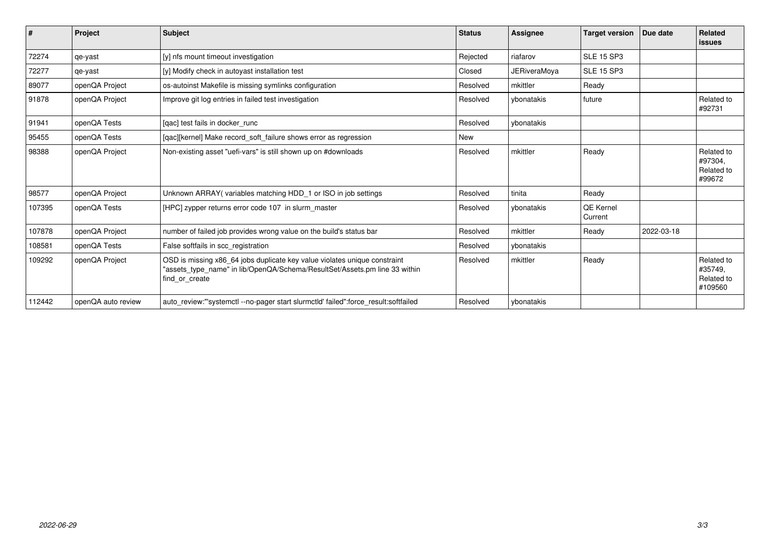| # | Project | Subject | Status | Assignee | Target version | Due date | Related issues |
|---|---|---|---|---|---|---|---|
| 72274 | qe-yast | [y] nfs mount timeout investigation | Rejected | riafarov | SLE 15 SP3 | | |
| 72277 | qe-yast | [y] Modify check in autoyast installation test | Closed | JERiveraMoya | SLE 15 SP3 | | |
| 89077 | openQA Project | os-autoinst Makefile is missing symlinks configuration | Resolved | mkittler | Ready | | |
| 91878 | openQA Project | Improve git log entries in failed test investigation | Resolved | ybonatakis | future | | Related to #92731 |
| 91941 | openQA Tests | [qac] test fails in docker_runc | Resolved | ybonatakis | | | |
| 95455 | openQA Tests | [qac][kernel] Make record_soft_failure shows error as regression | New | | | | |
| 98388 | openQA Project | Non-existing asset "uefi-vars" is still shown up on #downloads | Resolved | mkittler | Ready | | Related to #97304, Related to #99672 |
| 98577 | openQA Project | Unknown ARRAY( variables matching HDD_1 or ISO in job settings | Resolved | tinita | Ready | | |
| 107395 | openQA Tests | [HPC] zypper returns error code 107 in slurm_master | Resolved | ybonatakis | QE Kernel Current | | |
| 107878 | openQA Project | number of failed job provides wrong value on the build's status bar | Resolved | mkittler | Ready | 2022-03-18 | |
| 108581 | openQA Tests | False softfails in scc_registration | Resolved | ybonatakis | | | |
| 109292 | openQA Project | OSD is missing x86_64 jobs duplicate key value violates unique constraint "assets_type_name" in lib/OpenQA/Schema/ResultSet/Assets.pm line 33 within find_or_create | Resolved | mkittler | Ready | | Related to #35749, Related to #109560 |
| 112442 | openQA auto review | auto_review:"'systemctl --no-pager start slurmctld' failed":force_result:softfailed | Resolved | ybonatakis | | | |